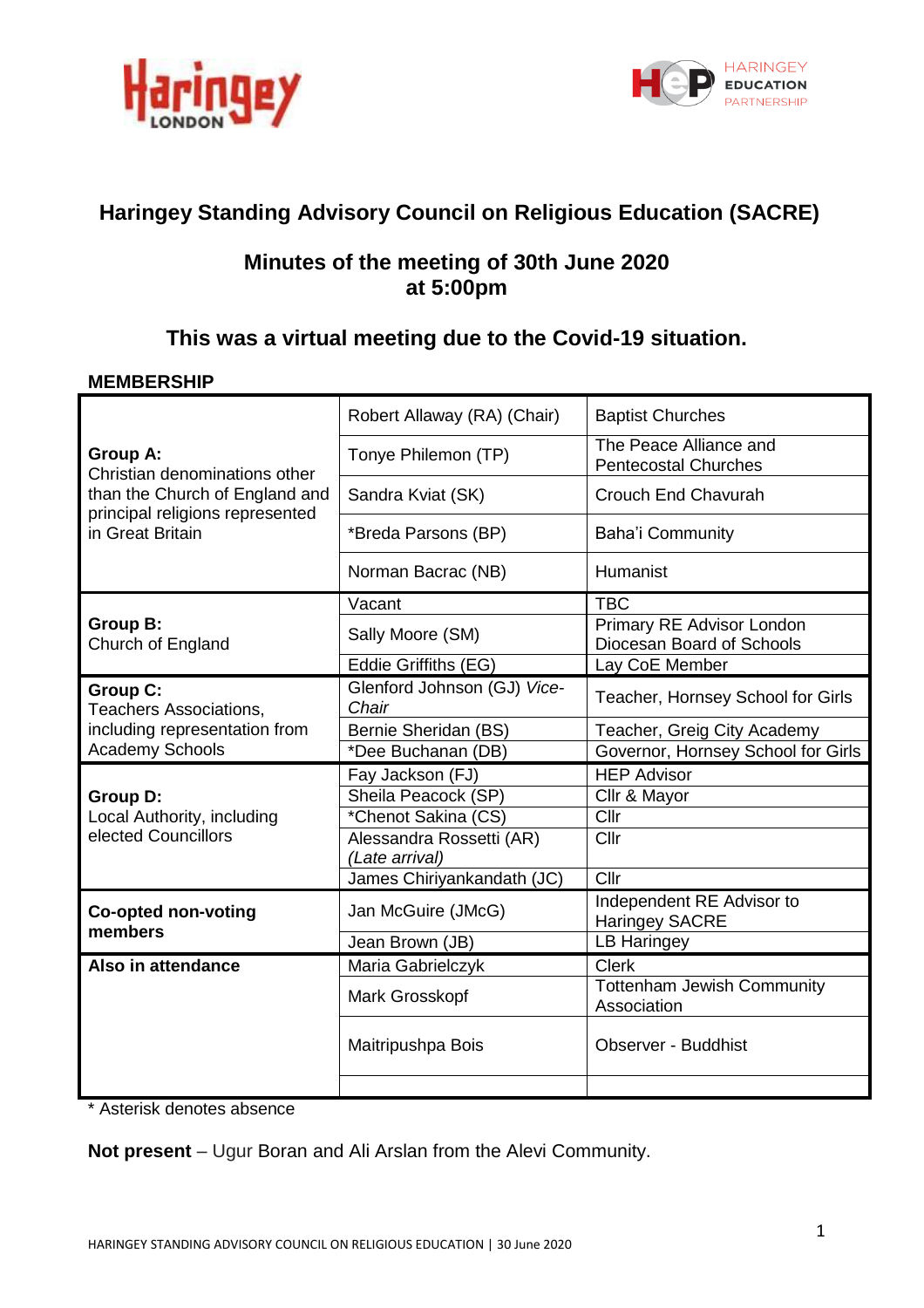# Haringey Standing Advisory Council on Religious Education (SACRE)

## Minutes of the meeting of 30th June 2020 at 5:00pm

## This was a virtual meeting due to the Covid-19 situation.

**MEMBERSHIP**

| | | |
|---|---|---|
| **Group A:** Christian denominations other than the Church of England and principal religions represented in Great Britain | Robert Allaway (RA) (Chair) | Baptist Churches |
| | Tonye Philemon (TP) | The Peace Alliance and Pentecostal Churches |
| | Sandra Kviat (SK) | Crouch End Chavurah |
| | *Breda Parsons (BP) | Baha'i Community |
| | Norman Bacrac (NB) | Humanist |
| **Group B:** Church of England | Vacant | TBC |
| | Sally Moore (SM) | Primary RE Advisor London Diocesan Board of Schools |
| | Eddie Griffiths (EG) | Lay CoE Member |
| **Group C:** Teachers Associations, including representation from Academy Schools | Glenford Johnson (GJ) *Vice-Chair* | Teacher, Hornsey School for Girls |
| | Bernie Sheridan (BS) | Teacher, Greig City Academy |
| | *Dee Buchanan (DB) | Governor, Hornsey School for Girls |
| **Group D:** Local Authority, including elected Councillors | Fay Jackson (FJ) | HEP Advisor |
| | Sheila Peacock (SP) | Cllr & Mayor |
| | *Chenot Sakina (CS) | Cllr |
| | Alessandra Rossetti (AR) *(Late arrival)* | Cllr |
| | James Chiriyankandath (JC) | Cllr |
| **Co-opted non-voting members** | Jan McGuire (JMcG) | Independent RE Advisor to Haringey SACRE |
| | Jean Brown (JB) | LB Haringey |
| **Also in attendance** | Maria Gabrielczyk | Clerk |
| | Mark Grosskopf | Tottenham Jewish Community Association |
| | Maitripushpa Bois | Observer - Buddhist |
| | | |

* Asterisk denotes absence

**Not present** – Ugur Boran and Ali Arslan from the Alevi Community.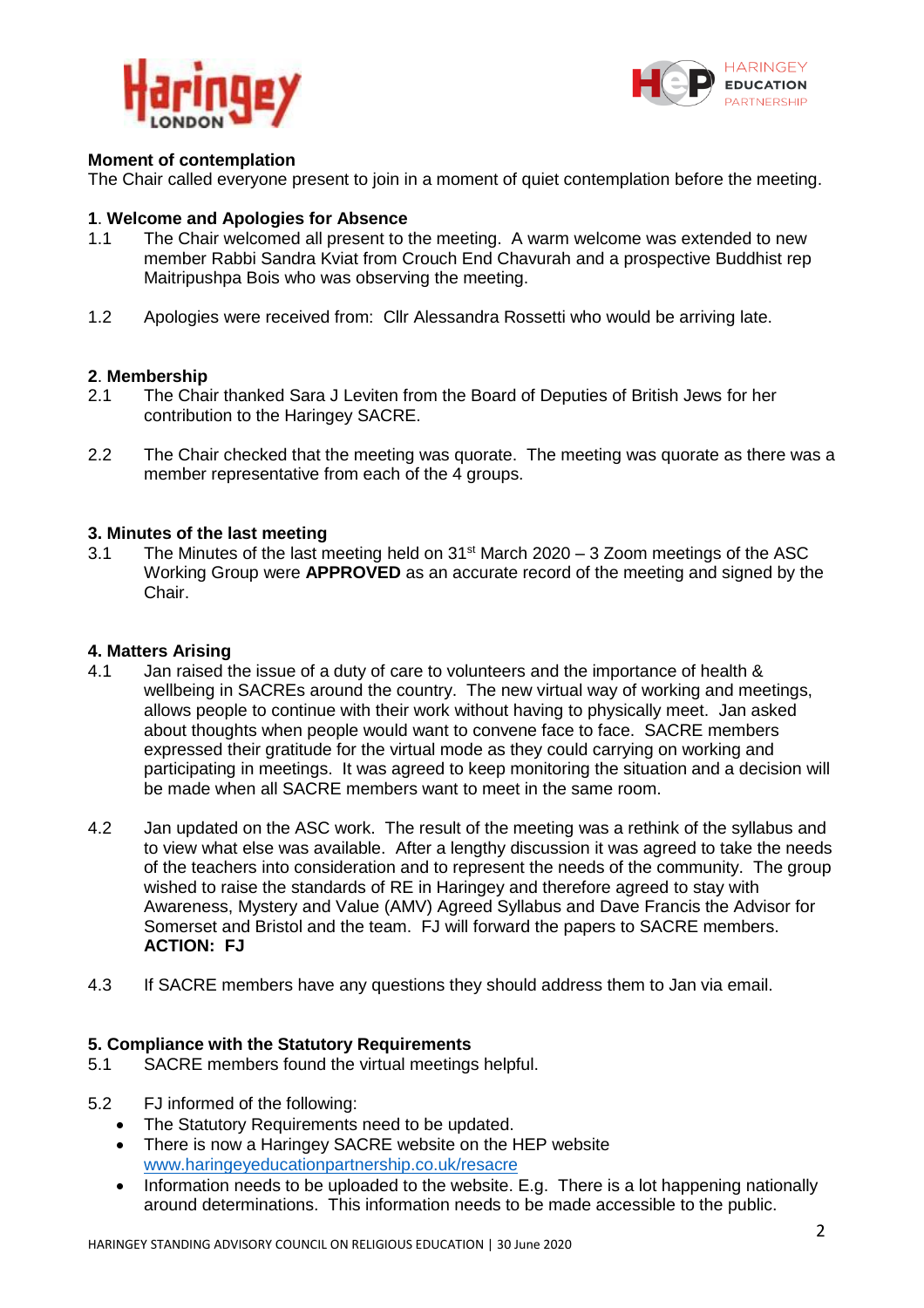**Moment of contemplation**

The Chair called everyone present to join in a moment of quiet contemplation before the meeting.

**1. Welcome and Apologies for Absence**

1.1 The Chair welcomed all present to the meeting. A warm welcome was extended to new member Rabbi Sandra Kviat from Crouch End Chavurah and a prospective Buddhist rep Maitripushpa Bois who was observing the meeting.

1.2 Apologies were received from: Cllr Alessandra Rossetti who would be arriving late.

**2. Membership**

2.1 The Chair thanked Sara J Leviten from the Board of Deputies of British Jews for her contribution to the Haringey SACRE.

2.2 The Chair checked that the meeting was quorate. The meeting was quorate as there was a member representative from each of the 4 groups.

**3. Minutes of the last meeting**

3.1 The Minutes of the last meeting held on 31st March 2020 – 3 Zoom meetings of the ASC Working Group were **APPROVED** as an accurate record of the meeting and signed by the Chair.

**4. Matters Arising**

4.1 Jan raised the issue of a duty of care to volunteers and the importance of health & wellbeing in SACREs around the country. The new virtual way of working and meetings, allows people to continue with their work without having to physically meet. Jan asked about thoughts when people would want to convene face to face. SACRE members expressed their gratitude for the virtual mode as they could carrying on working and participating in meetings. It was agreed to keep monitoring the situation and a decision will be made when all SACRE members want to meet in the same room.

4.2 Jan updated on the ASC work. The result of the meeting was a rethink of the syllabus and to view what else was available. After a lengthy discussion it was agreed to take the needs of the teachers into consideration and to represent the needs of the community. The group wished to raise the standards of RE in Haringey and therefore agreed to stay with Awareness, Mystery and Value (AMV) Agreed Syllabus and Dave Francis the Advisor for Somerset and Bristol and the team. FJ will forward the papers to SACRE members. **ACTION: FJ**

4.3 If SACRE members have any questions they should address them to Jan via email.

**5. Compliance with the Statutory Requirements**

5.1 SACRE members found the virtual meetings helpful.

5.2 FJ informed of the following:

- The Statutory Requirements need to be updated.
- There is now a Haringey SACRE website on the HEP website www.haringeyeducationpartnership.co.uk/resacre
- Information needs to be uploaded to the website. E.g. There is a lot happening nationally around determinations. This information needs to be made accessible to the public.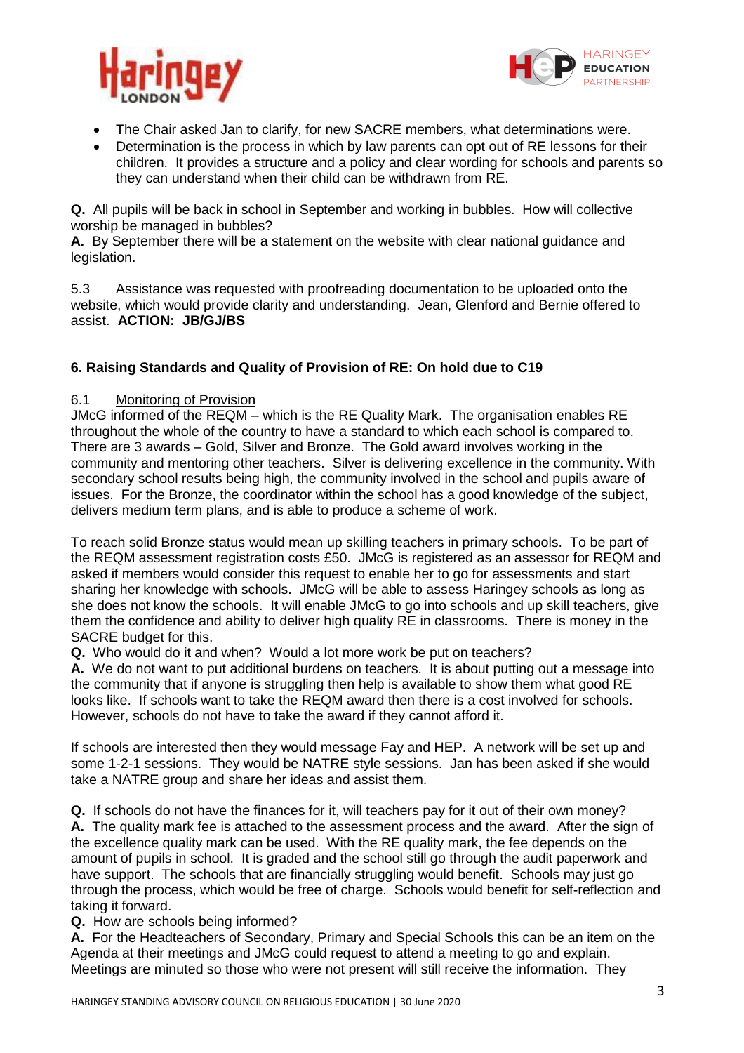- The Chair asked Jan to clarify, for new SACRE members, what determinations were.
- Determination is the process in which by law parents can opt out of RE lessons for their children. It provides a structure and a policy and clear wording for schools and parents so they can understand when their child can be withdrawn from RE.

**Q.** All pupils will be back in school in September and working in bubbles. How will collective worship be managed in bubbles?
**A.** By September there will be a statement on the website with clear national guidance and legislation.

5.3 Assistance was requested with proofreading documentation to be uploaded onto the website, which would provide clarity and understanding. Jean, Glenford and Bernie offered to assist. **ACTION: JB/GJ/BS**

**6. Raising Standards and Quality of Provision of RE: On hold due to C19**

6.1 Monitoring of Provision
JMcG informed of the REQM – which is the RE Quality Mark. The organisation enables RE throughout the whole of the country to have a standard to which each school is compared to. There are 3 awards – Gold, Silver and Bronze. The Gold award involves working in the community and mentoring other teachers. Silver is delivering excellence in the community. With secondary school results being high, the community involved in the school and pupils aware of issues. For the Bronze, the coordinator within the school has a good knowledge of the subject, delivers medium term plans, and is able to produce a scheme of work.

To reach solid Bronze status would mean up skilling teachers in primary schools. To be part of the REQM assessment registration costs £50. JMcG is registered as an assessor for REQM and asked if members would consider this request to enable her to go for assessments and start sharing her knowledge with schools. JMcG will be able to assess Haringey schools as long as she does not know the schools. It will enable JMcG to go into schools and up skill teachers, give them the confidence and ability to deliver high quality RE in classrooms. There is money in the SACRE budget for this.
**Q.** Who would do it and when? Would a lot more work be put on teachers?
**A.** We do not want to put additional burdens on teachers. It is about putting out a message into the community that if anyone is struggling then help is available to show them what good RE looks like. If schools want to take the REQM award then there is a cost involved for schools. However, schools do not have to take the award if they cannot afford it.

If schools are interested then they would message Fay and HEP. A network will be set up and some 1-2-1 sessions. They would be NATRE style sessions. Jan has been asked if she would take a NATRE group and share her ideas and assist them.

**Q.** If schools do not have the finances for it, will teachers pay for it out of their own money?
**A.** The quality mark fee is attached to the assessment process and the award. After the sign of the excellence quality mark can be used. With the RE quality mark, the fee depends on the amount of pupils in school. It is graded and the school still go through the audit paperwork and have support. The schools that are financially struggling would benefit. Schools may just go through the process, which would be free of charge. Schools would benefit for self-reflection and taking it forward.
**Q.** How are schools being informed?
**A.** For the Headteachers of Secondary, Primary and Special Schools this can be an item on the Agenda at their meetings and JMcG could request to attend a meeting to go and explain. Meetings are minuted so those who were not present will still receive the information. They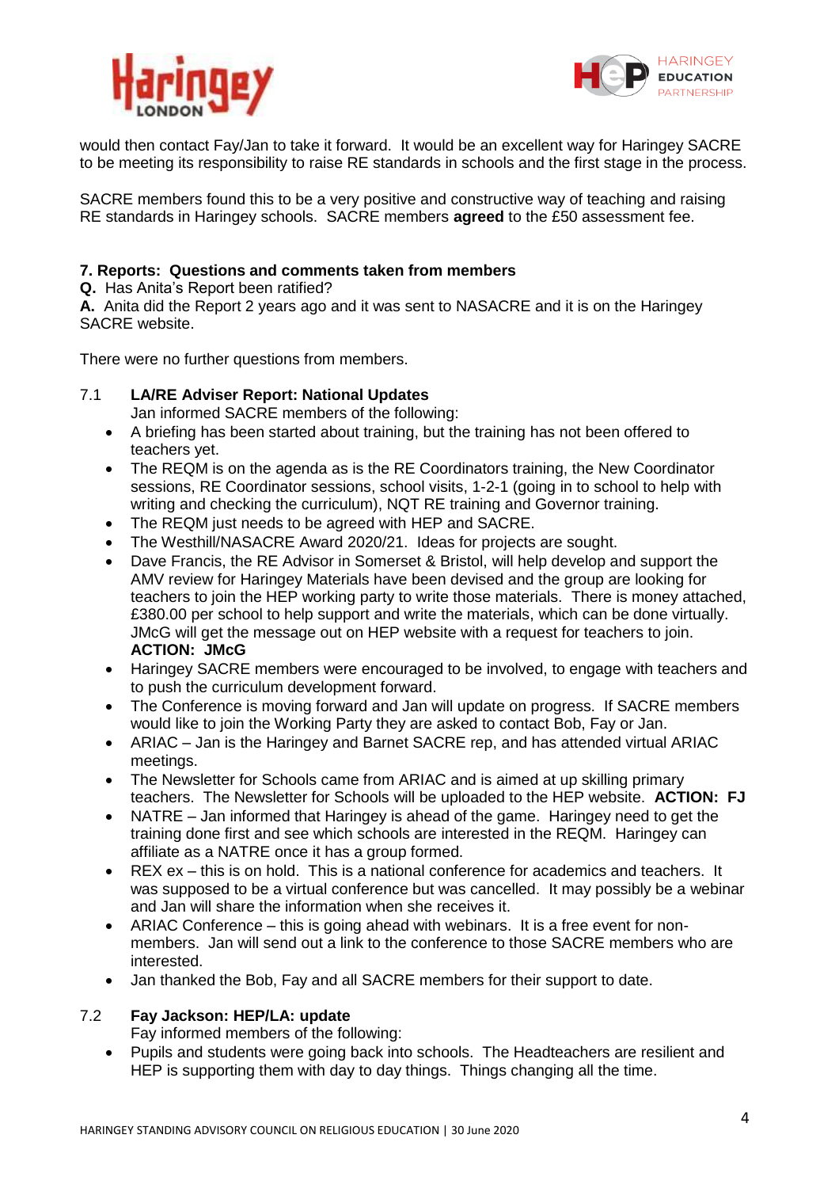would then contact Fay/Jan to take it forward. It would be an excellent way for Haringey SACRE to be meeting its responsibility to raise RE standards in schools and the first stage in the process.

SACRE members found this to be a very positive and constructive way of teaching and raising RE standards in Haringey schools. SACRE members **agreed** to the £50 assessment fee.

### 7. Reports: Questions and comments taken from members

**Q.** Has Anita's Report been ratified?
**A.** Anita did the Report 2 years ago and it was sent to NASACRE and it is on the Haringey SACRE website.

There were no further questions from members.

7.1 **LA/RE Adviser Report: National Updates**
Jan informed SACRE members of the following:

- A briefing has been started about training, but the training has not been offered to teachers yet.
- The REQM is on the agenda as is the RE Coordinators training, the New Coordinator sessions, RE Coordinator sessions, school visits, 1-2-1 (going in to school to help with writing and checking the curriculum), NQT RE training and Governor training.
- The REQM just needs to be agreed with HEP and SACRE.
- The Westhill/NASACRE Award 2020/21. Ideas for projects are sought.
- Dave Francis, the RE Advisor in Somerset & Bristol, will help develop and support the AMV review for Haringey Materials have been devised and the group are looking for teachers to join the HEP working party to write those materials. There is money attached, £380.00 per school to help support and write the materials, which can be done virtually. JMcG will get the message out on HEP website with a request for teachers to join. **ACTION: JMcG**
- Haringey SACRE members were encouraged to be involved, to engage with teachers and to push the curriculum development forward.
- The Conference is moving forward and Jan will update on progress. If SACRE members would like to join the Working Party they are asked to contact Bob, Fay or Jan.
- ARIAC – Jan is the Haringey and Barnet SACRE rep, and has attended virtual ARIAC meetings.
- The Newsletter for Schools came from ARIAC and is aimed at up skilling primary teachers. The Newsletter for Schools will be uploaded to the HEP website. **ACTION: FJ**
- NATRE – Jan informed that Haringey is ahead of the game. Haringey need to get the training done first and see which schools are interested in the REQM. Haringey can affiliate as a NATRE once it has a group formed.
- REX ex – this is on hold. This is a national conference for academics and teachers. It was supposed to be a virtual conference but was cancelled. It may possibly be a webinar and Jan will share the information when she receives it.
- ARIAC Conference – this is going ahead with webinars. It is a free event for non-members. Jan will send out a link to the conference to those SACRE members who are interested.
- Jan thanked the Bob, Fay and all SACRE members for their support to date.

7.2 **Fay Jackson: HEP/LA: update**
Fay informed members of the following:

- Pupils and students were going back into schools. The Headteachers are resilient and HEP is supporting them with day to day things. Things changing all the time.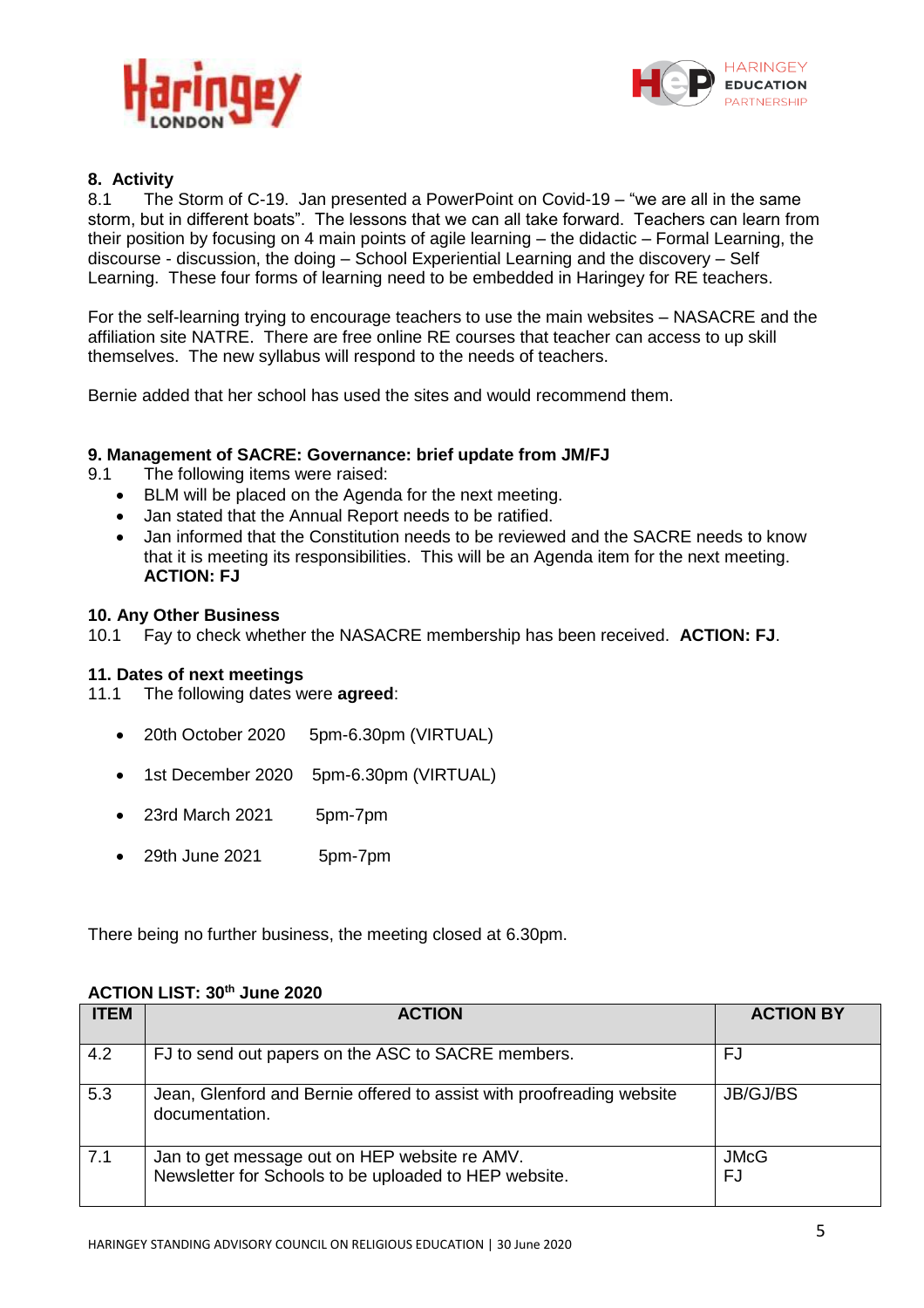**8. Activity**

8.1 The Storm of C-19. Jan presented a PowerPoint on Covid-19 – "we are all in the same storm, but in different boats". The lessons that we can all take forward. Teachers can learn from their position by focusing on 4 main points of agile learning – the didactic – Formal Learning, the discourse - discussion, the doing – School Experiential Learning and the discovery – Self Learning. These four forms of learning need to be embedded in Haringey for RE teachers.

For the self-learning trying to encourage teachers to use the main websites – NASACRE and the affiliation site NATRE. There are free online RE courses that teacher can access to up skill themselves. The new syllabus will respond to the needs of teachers.

Bernie added that her school has used the sites and would recommend them.

**9. Management of SACRE: Governance: brief update from JM/FJ**

9.1 The following items were raised:

- BLM will be placed on the Agenda for the next meeting.
- Jan stated that the Annual Report needs to be ratified.
- Jan informed that the Constitution needs to be reviewed and the SACRE needs to know that it is meeting its responsibilities. This will be an Agenda item for the next meeting. **ACTION: FJ**

**10. Any Other Business**

10.1 Fay to check whether the NASACRE membership has been received. **ACTION: FJ**.

**11. Dates of next meetings**

11.1 The following dates were **agreed**:

- 20th October 2020 5pm-6.30pm (VIRTUAL)
- 1st December 2020 5pm-6.30pm (VIRTUAL)
- 23rd March 2021 5pm-7pm
- 29th June 2021 5pm-7pm

There being no further business, the meeting closed at 6.30pm.

**ACTION LIST: 30th June 2020**

| ITEM | ACTION | ACTION BY |
|---|---|---|
| 4.2 | FJ to send out papers on the ASC to SACRE members. | FJ |
| 5.3 | Jean, Glenford and Bernie offered to assist with proofreading website documentation. | JB/GJ/BS |
| 7.1 | Jan to get message out on HEP website re AMV.<br>Newsletter for Schools to be uploaded to HEP website. | JMcG<br>FJ |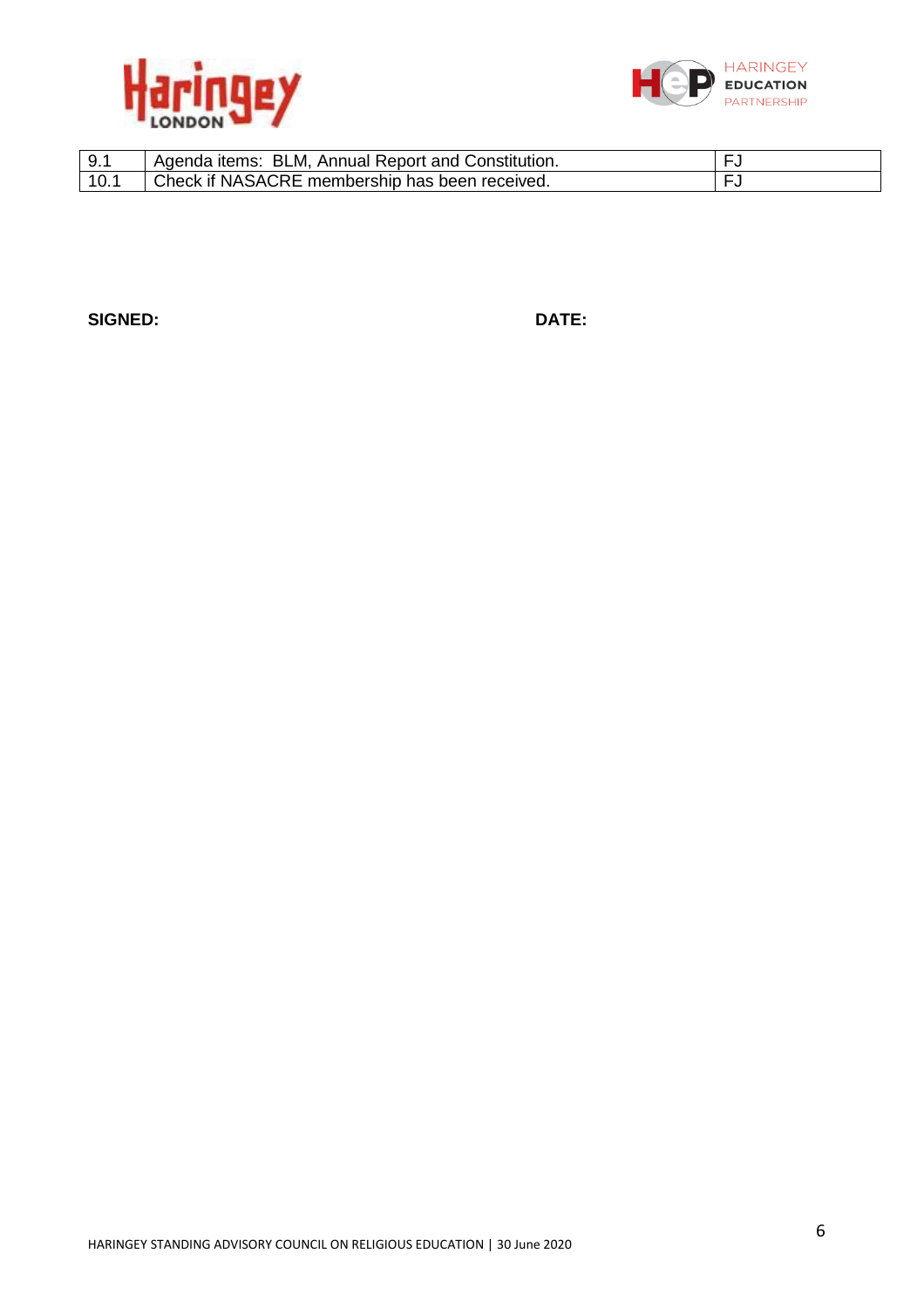| | | |
|---|---|---|
| 9.1 | Agenda items: BLM, Annual Report and Constitution. | FJ |
| 10.1 | Check if NASACRE membership has been received. | FJ |

**SIGNED:** **DATE:**